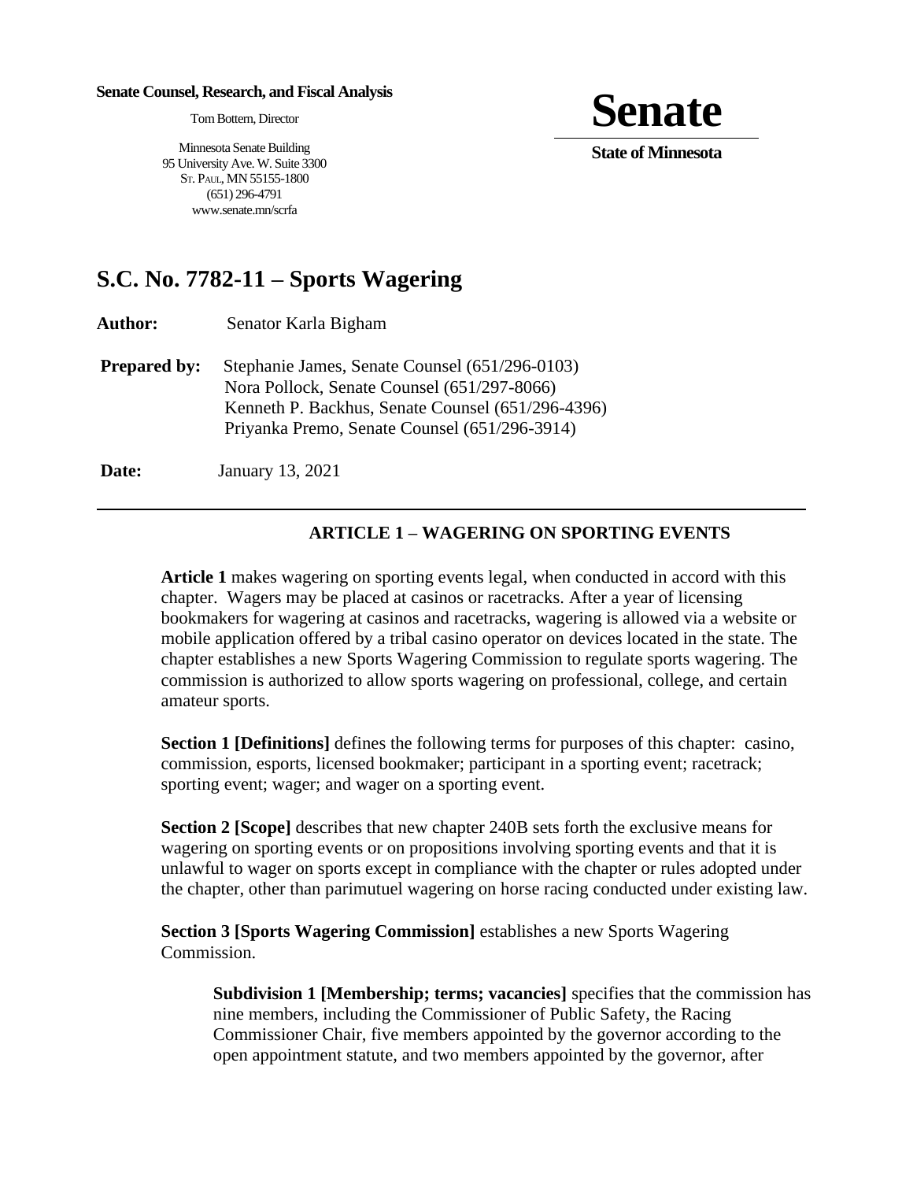**Senate Counsel, Research, and Fiscal Analysis**

Tom Bottern, Director

Minnesota Senate Building
95 University Ave. W. Suite 3300
ST. PAUL, MN 55155-1800
(651) 296-4791
www.senate.mn/scrfa

# Senate

**State of Minnesota**

## S.C. No. 7782-11 – Sports Wagering

**Author:** Senator Karla Bigham

**Prepared by:** Stephanie James, Senate Counsel (651/296-0103)
Nora Pollock, Senate Counsel (651/297-8066)
Kenneth P. Backhus, Senate Counsel (651/296-4396)
Priyanka Premo, Senate Counsel (651/296-3914)

**Date:** January 13, 2021

---

### ARTICLE 1 – WAGERING ON SPORTING EVENTS

**Article 1** makes wagering on sporting events legal, when conducted in accord with this chapter. Wagers may be placed at casinos or racetracks. After a year of licensing bookmakers for wagering at casinos and racetracks, wagering is allowed via a website or mobile application offered by a tribal casino operator on devices located in the state. The chapter establishes a new Sports Wagering Commission to regulate sports wagering. The commission is authorized to allow sports wagering on professional, college, and certain amateur sports.

**Section 1 [Definitions]** defines the following terms for purposes of this chapter: casino, commission, esports, licensed bookmaker; participant in a sporting event; racetrack; sporting event; wager; and wager on a sporting event.

**Section 2 [Scope]** describes that new chapter 240B sets forth the exclusive means for wagering on sporting events or on propositions involving sporting events and that it is unlawful to wager on sports except in compliance with the chapter or rules adopted under the chapter, other than parimutuel wagering on horse racing conducted under existing law.

**Section 3 [Sports Wagering Commission]** establishes a new Sports Wagering Commission.

**Subdivision 1 [Membership; terms; vacancies]** specifies that the commission has nine members, including the Commissioner of Public Safety, the Racing Commissioner Chair, five members appointed by the governor according to the open appointment statute, and two members appointed by the governor, after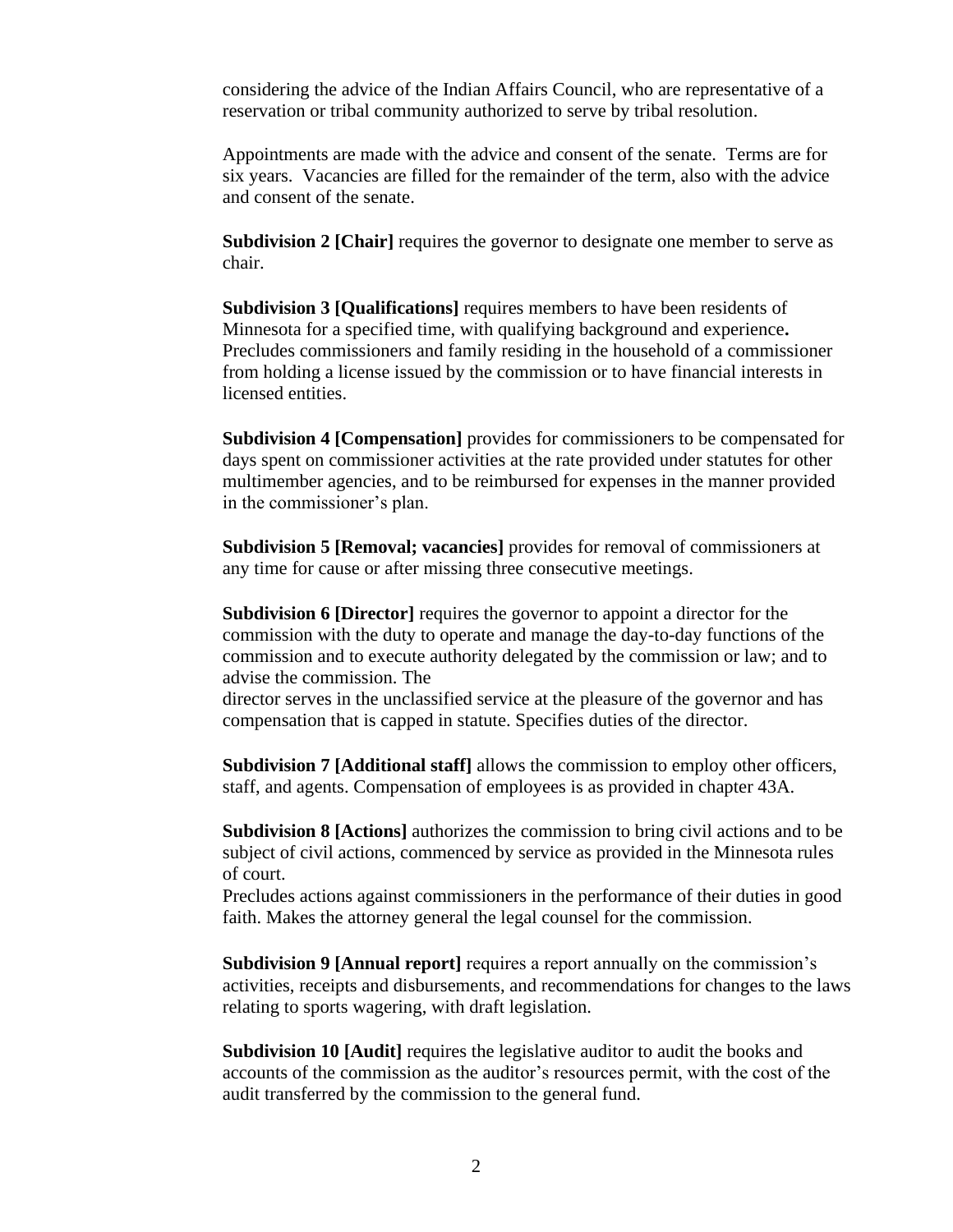considering the advice of the Indian Affairs Council, who are representative of a reservation or tribal community authorized to serve by tribal resolution.

Appointments are made with the advice and consent of the senate. Terms are for six years. Vacancies are filled for the remainder of the term, also with the advice and consent of the senate.

**Subdivision 2 [Chair]** requires the governor to designate one member to serve as chair.

**Subdivision 3 [Qualifications]** requires members to have been residents of Minnesota for a specified time, with qualifying background and experience**.** Precludes commissioners and family residing in the household of a commissioner from holding a license issued by the commission or to have financial interests in licensed entities.

**Subdivision 4 [Compensation]** provides for commissioners to be compensated for days spent on commissioner activities at the rate provided under statutes for other multimember agencies, and to be reimbursed for expenses in the manner provided in the commissioner's plan.

**Subdivision 5 [Removal; vacancies]** provides for removal of commissioners at any time for cause or after missing three consecutive meetings.

**Subdivision 6 [Director]** requires the governor to appoint a director for the commission with the duty to operate and manage the day-to-day functions of the commission and to execute authority delegated by the commission or law; and to advise the commission. The director serves in the unclassified service at the pleasure of the governor and has compensation that is capped in statute. Specifies duties of the director.

**Subdivision 7 [Additional staff]** allows the commission to employ other officers, staff, and agents. Compensation of employees is as provided in chapter 43A.

**Subdivision 8 [Actions]** authorizes the commission to bring civil actions and to be subject of civil actions, commenced by service as provided in the Minnesota rules of court.

Precludes actions against commissioners in the performance of their duties in good faith. Makes the attorney general the legal counsel for the commission.

**Subdivision 9 [Annual report]** requires a report annually on the commission's activities, receipts and disbursements, and recommendations for changes to the laws relating to sports wagering, with draft legislation.

**Subdivision 10 [Audit]** requires the legislative auditor to audit the books and accounts of the commission as the auditor's resources permit, with the cost of the audit transferred by the commission to the general fund.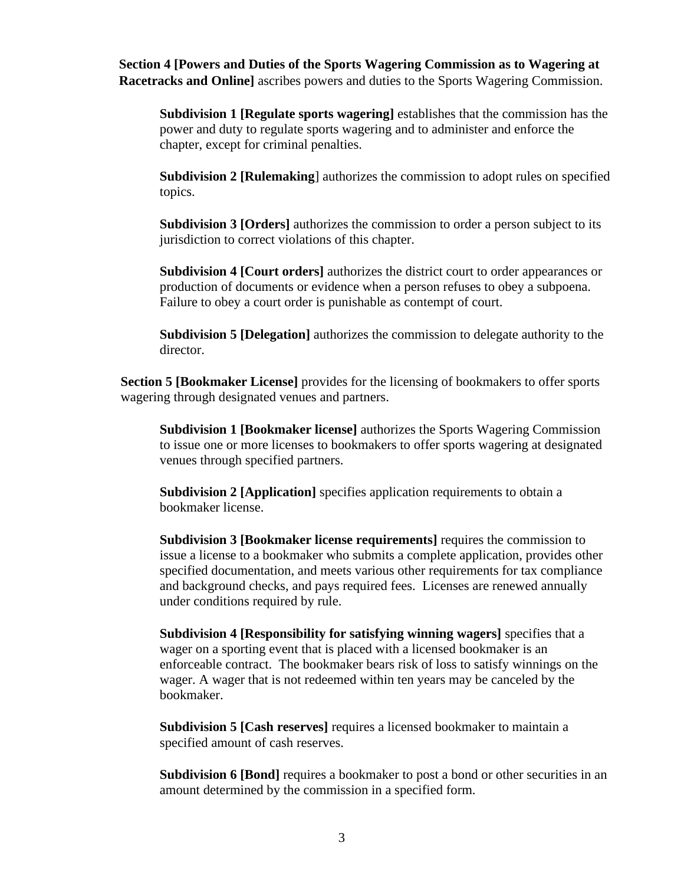**Section 4 [Powers and Duties of the Sports Wagering Commission as to Wagering at Racetracks and Online]** ascribes powers and duties to the Sports Wagering Commission.

> **Subdivision 1 [Regulate sports wagering]** establishes that the commission has the power and duty to regulate sports wagering and to administer and enforce the chapter, except for criminal penalties.
>
> **Subdivision 2 [Rulemaking**] authorizes the commission to adopt rules on specified topics.
>
> **Subdivision 3 [Orders]** authorizes the commission to order a person subject to its jurisdiction to correct violations of this chapter.
>
> **Subdivision 4 [Court orders]** authorizes the district court to order appearances or production of documents or evidence when a person refuses to obey a subpoena. Failure to obey a court order is punishable as contempt of court.
>
> **Subdivision 5 [Delegation]** authorizes the commission to delegate authority to the director.

**Section 5 [Bookmaker License]** provides for the licensing of bookmakers to offer sports wagering through designated venues and partners.

> **Subdivision 1 [Bookmaker license]** authorizes the Sports Wagering Commission to issue one or more licenses to bookmakers to offer sports wagering at designated venues through specified partners.
>
> **Subdivision 2 [Application]** specifies application requirements to obtain a bookmaker license.
>
> **Subdivision 3 [Bookmaker license requirements]** requires the commission to issue a license to a bookmaker who submits a complete application, provides other specified documentation, and meets various other requirements for tax compliance and background checks, and pays required fees. Licenses are renewed annually under conditions required by rule.
>
> **Subdivision 4 [Responsibility for satisfying winning wagers]** specifies that a wager on a sporting event that is placed with a licensed bookmaker is an enforceable contract. The bookmaker bears risk of loss to satisfy winnings on the wager. A wager that is not redeemed within ten years may be canceled by the bookmaker.
>
> **Subdivision 5 [Cash reserves]** requires a licensed bookmaker to maintain a specified amount of cash reserves.
>
> **Subdivision 6 [Bond]** requires a bookmaker to post a bond or other securities in an amount determined by the commission in a specified form.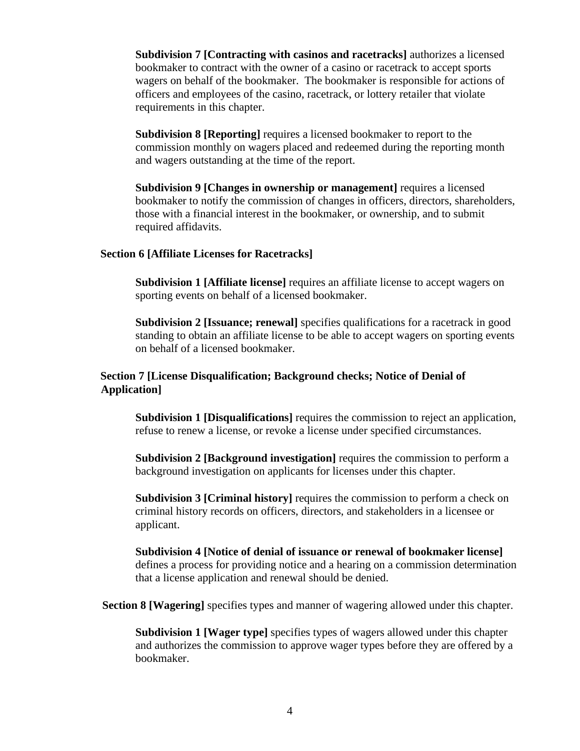**Subdivision 7 [Contracting with casinos and racetracks]** authorizes a licensed bookmaker to contract with the owner of a casino or racetrack to accept sports wagers on behalf of the bookmaker. The bookmaker is responsible for actions of officers and employees of the casino, racetrack, or lottery retailer that violate requirements in this chapter.

**Subdivision 8 [Reporting]** requires a licensed bookmaker to report to the commission monthly on wagers placed and redeemed during the reporting month and wagers outstanding at the time of the report.

**Subdivision 9 [Changes in ownership or management]** requires a licensed bookmaker to notify the commission of changes in officers, directors, shareholders, those with a financial interest in the bookmaker, or ownership, and to submit required affidavits.

**Section 6 [Affiliate Licenses for Racetracks]**

**Subdivision 1 [Affiliate license]** requires an affiliate license to accept wagers on sporting events on behalf of a licensed bookmaker.

**Subdivision 2 [Issuance; renewal]** specifies qualifications for a racetrack in good standing to obtain an affiliate license to be able to accept wagers on sporting events on behalf of a licensed bookmaker.

**Section 7 [License Disqualification; Background checks; Notice of Denial of Application]**

**Subdivision 1 [Disqualifications]** requires the commission to reject an application, refuse to renew a license, or revoke a license under specified circumstances.

**Subdivision 2 [Background investigation]** requires the commission to perform a background investigation on applicants for licenses under this chapter.

**Subdivision 3 [Criminal history]** requires the commission to perform a check on criminal history records on officers, directors, and stakeholders in a licensee or applicant.

**Subdivision 4 [Notice of denial of issuance or renewal of bookmaker license]** defines a process for providing notice and a hearing on a commission determination that a license application and renewal should be denied.

**Section 8 [Wagering]** specifies types and manner of wagering allowed under this chapter.

**Subdivision 1 [Wager type]** specifies types of wagers allowed under this chapter and authorizes the commission to approve wager types before they are offered by a bookmaker.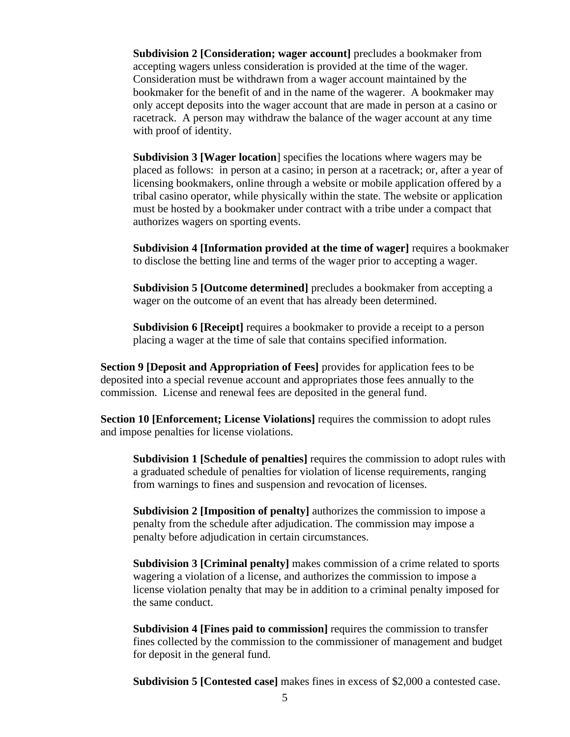**Subdivision 2 [Consideration; wager account]** precludes a bookmaker from accepting wagers unless consideration is provided at the time of the wager. Consideration must be withdrawn from a wager account maintained by the bookmaker for the benefit of and in the name of the wagerer. A bookmaker may only accept deposits into the wager account that are made in person at a casino or racetrack. A person may withdraw the balance of the wager account at any time with proof of identity.

**Subdivision 3 [Wager location**] specifies the locations where wagers may be placed as follows: in person at a casino; in person at a racetrack; or, after a year of licensing bookmakers, online through a website or mobile application offered by a tribal casino operator, while physically within the state. The website or application must be hosted by a bookmaker under contract with a tribe under a compact that authorizes wagers on sporting events.

**Subdivision 4 [Information provided at the time of wager]** requires a bookmaker to disclose the betting line and terms of the wager prior to accepting a wager.

**Subdivision 5 [Outcome determined]** precludes a bookmaker from accepting a wager on the outcome of an event that has already been determined.

**Subdivision 6 [Receipt]** requires a bookmaker to provide a receipt to a person placing a wager at the time of sale that contains specified information.

**Section 9 [Deposit and Appropriation of Fees]** provides for application fees to be deposited into a special revenue account and appropriates those fees annually to the commission. License and renewal fees are deposited in the general fund.

**Section 10 [Enforcement; License Violations]** requires the commission to adopt rules and impose penalties for license violations.

**Subdivision 1 [Schedule of penalties]** requires the commission to adopt rules with a graduated schedule of penalties for violation of license requirements, ranging from warnings to fines and suspension and revocation of licenses.

**Subdivision 2 [Imposition of penalty]** authorizes the commission to impose a penalty from the schedule after adjudication. The commission may impose a penalty before adjudication in certain circumstances.

**Subdivision 3 [Criminal penalty]** makes commission of a crime related to sports wagering a violation of a license, and authorizes the commission to impose a license violation penalty that may be in addition to a criminal penalty imposed for the same conduct.

**Subdivision 4 [Fines paid to commission]** requires the commission to transfer fines collected by the commission to the commissioner of management and budget for deposit in the general fund.

**Subdivision 5 [Contested case]** makes fines in excess of $2,000 a contested case.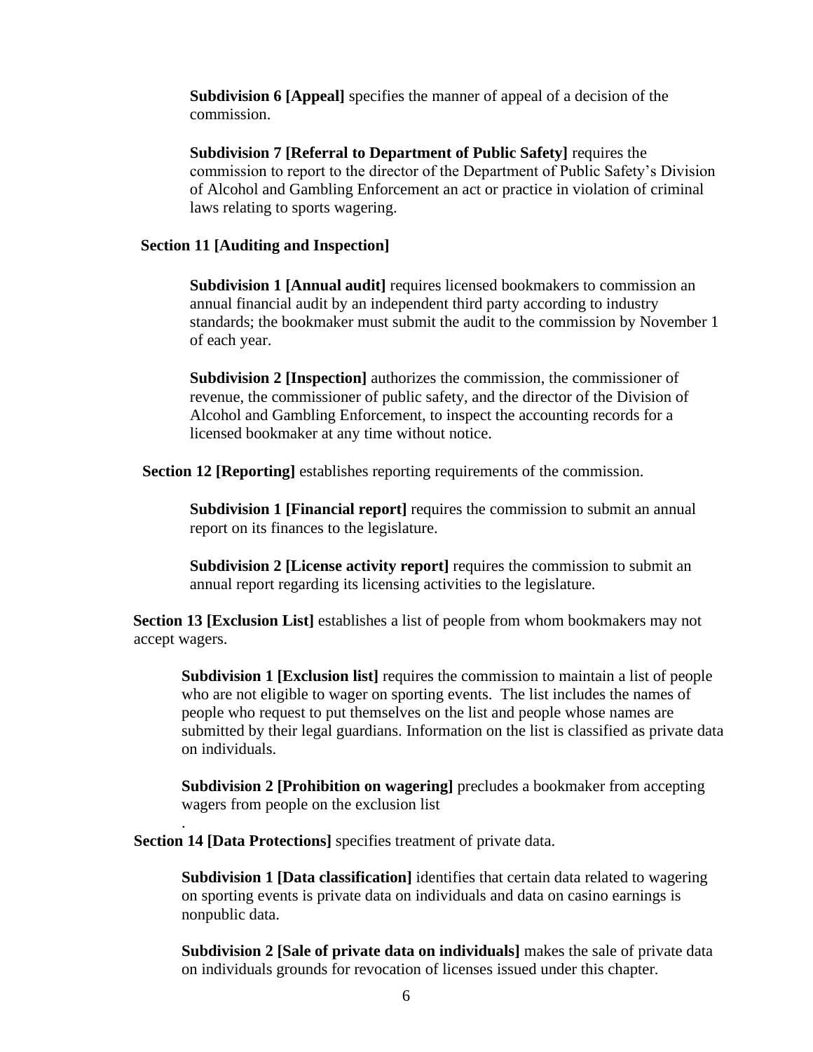**Subdivision 6 [Appeal]** specifies the manner of appeal of a decision of the commission.

**Subdivision 7 [Referral to Department of Public Safety]** requires the commission to report to the director of the Department of Public Safety's Division of Alcohol and Gambling Enforcement an act or practice in violation of criminal laws relating to sports wagering.

**Section 11 [Auditing and Inspection]**

**Subdivision 1 [Annual audit]** requires licensed bookmakers to commission an annual financial audit by an independent third party according to industry standards; the bookmaker must submit the audit to the commission by November 1 of each year.

**Subdivision 2 [Inspection]** authorizes the commission, the commissioner of revenue, the commissioner of public safety, and the director of the Division of Alcohol and Gambling Enforcement, to inspect the accounting records for a licensed bookmaker at any time without notice.

**Section 12 [Reporting]** establishes reporting requirements of the commission.

**Subdivision 1 [Financial report]** requires the commission to submit an annual report on its finances to the legislature.

**Subdivision 2 [License activity report]** requires the commission to submit an annual report regarding its licensing activities to the legislature.

**Section 13 [Exclusion List]** establishes a list of people from whom bookmakers may not accept wagers.

**Subdivision 1 [Exclusion list]** requires the commission to maintain a list of people who are not eligible to wager on sporting events. The list includes the names of people who request to put themselves on the list and people whose names are submitted by their legal guardians. Information on the list is classified as private data on individuals.

**Subdivision 2 [Prohibition on wagering]** precludes a bookmaker from accepting wagers from people on the exclusion list
.

**Section 14 [Data Protections]** specifies treatment of private data.

**Subdivision 1 [Data classification]** identifies that certain data related to wagering on sporting events is private data on individuals and data on casino earnings is nonpublic data.

**Subdivision 2 [Sale of private data on individuals]** makes the sale of private data on individuals grounds for revocation of licenses issued under this chapter.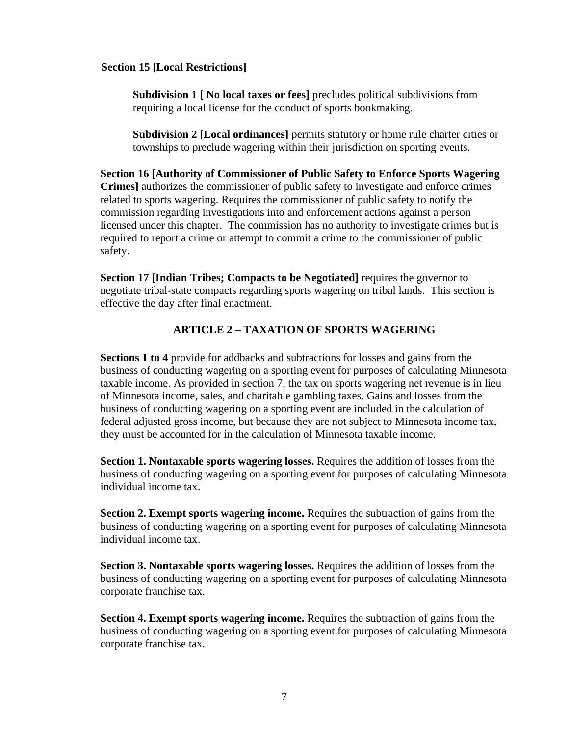**Section 15 [Local Restrictions]**

**Subdivision 1 [ No local taxes or fees]** precludes political subdivisions from requiring a local license for the conduct of sports bookmaking.

**Subdivision 2 [Local ordinances]** permits statutory or home rule charter cities or townships to preclude wagering within their jurisdiction on sporting events.

**Section 16 [Authority of Commissioner of Public Safety to Enforce Sports Wagering Crimes]** authorizes the commissioner of public safety to investigate and enforce crimes related to sports wagering. Requires the commissioner of public safety to notify the commission regarding investigations into and enforcement actions against a person licensed under this chapter. The commission has no authority to investigate crimes but is required to report a crime or attempt to commit a crime to the commissioner of public safety.

**Section 17 [Indian Tribes; Compacts to be Negotiated]** requires the governor to negotiate tribal-state compacts regarding sports wagering on tribal lands. This section is effective the day after final enactment.

## ARTICLE 2 – TAXATION OF SPORTS WAGERING

**Sections 1 to 4** provide for addbacks and subtractions for losses and gains from the business of conducting wagering on a sporting event for purposes of calculating Minnesota taxable income. As provided in section 7, the tax on sports wagering net revenue is in lieu of Minnesota income, sales, and charitable gambling taxes. Gains and losses from the business of conducting wagering on a sporting event are included in the calculation of federal adjusted gross income, but because they are not subject to Minnesota income tax, they must be accounted for in the calculation of Minnesota taxable income.

**Section 1. Nontaxable sports wagering losses.** Requires the addition of losses from the business of conducting wagering on a sporting event for purposes of calculating Minnesota individual income tax.

**Section 2. Exempt sports wagering income.** Requires the subtraction of gains from the business of conducting wagering on a sporting event for purposes of calculating Minnesota individual income tax.

**Section 3. Nontaxable sports wagering losses.** Requires the addition of losses from the business of conducting wagering on a sporting event for purposes of calculating Minnesota corporate franchise tax.

**Section 4. Exempt sports wagering income.** Requires the subtraction of gains from the business of conducting wagering on a sporting event for purposes of calculating Minnesota corporate franchise tax.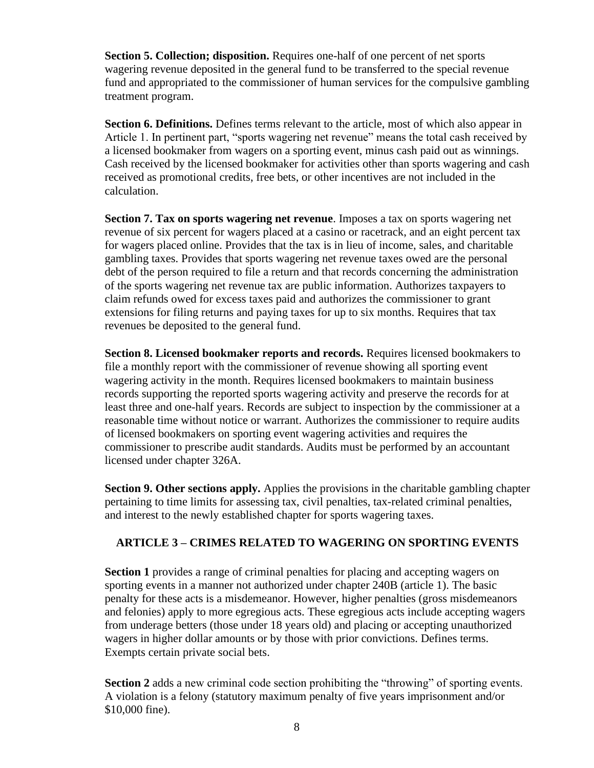**Section 5. Collection; disposition.** Requires one-half of one percent of net sports wagering revenue deposited in the general fund to be transferred to the special revenue fund and appropriated to the commissioner of human services for the compulsive gambling treatment program.

**Section 6. Definitions.** Defines terms relevant to the article, most of which also appear in Article 1. In pertinent part, "sports wagering net revenue" means the total cash received by a licensed bookmaker from wagers on a sporting event, minus cash paid out as winnings. Cash received by the licensed bookmaker for activities other than sports wagering and cash received as promotional credits, free bets, or other incentives are not included in the calculation.

**Section 7. Tax on sports wagering net revenue**. Imposes a tax on sports wagering net revenue of six percent for wagers placed at a casino or racetrack, and an eight percent tax for wagers placed online. Provides that the tax is in lieu of income, sales, and charitable gambling taxes. Provides that sports wagering net revenue taxes owed are the personal debt of the person required to file a return and that records concerning the administration of the sports wagering net revenue tax are public information. Authorizes taxpayers to claim refunds owed for excess taxes paid and authorizes the commissioner to grant extensions for filing returns and paying taxes for up to six months. Requires that tax revenues be deposited to the general fund.

**Section 8. Licensed bookmaker reports and records.** Requires licensed bookmakers to file a monthly report with the commissioner of revenue showing all sporting event wagering activity in the month. Requires licensed bookmakers to maintain business records supporting the reported sports wagering activity and preserve the records for at least three and one-half years. Records are subject to inspection by the commissioner at a reasonable time without notice or warrant. Authorizes the commissioner to require audits of licensed bookmakers on sporting event wagering activities and requires the commissioner to prescribe audit standards. Audits must be performed by an accountant licensed under chapter 326A.

**Section 9. Other sections apply.** Applies the provisions in the charitable gambling chapter pertaining to time limits for assessing tax, civil penalties, tax-related criminal penalties, and interest to the newly established chapter for sports wagering taxes.

## ARTICLE 3 – CRIMES RELATED TO WAGERING ON SPORTING EVENTS

**Section 1** provides a range of criminal penalties for placing and accepting wagers on sporting events in a manner not authorized under chapter 240B (article 1). The basic penalty for these acts is a misdemeanor. However, higher penalties (gross misdemeanors and felonies) apply to more egregious acts. These egregious acts include accepting wagers from underage betters (those under 18 years old) and placing or accepting unauthorized wagers in higher dollar amounts or by those with prior convictions. Defines terms. Exempts certain private social bets.

**Section 2** adds a new criminal code section prohibiting the "throwing" of sporting events. A violation is a felony (statutory maximum penalty of five years imprisonment and/or $10,000 fine).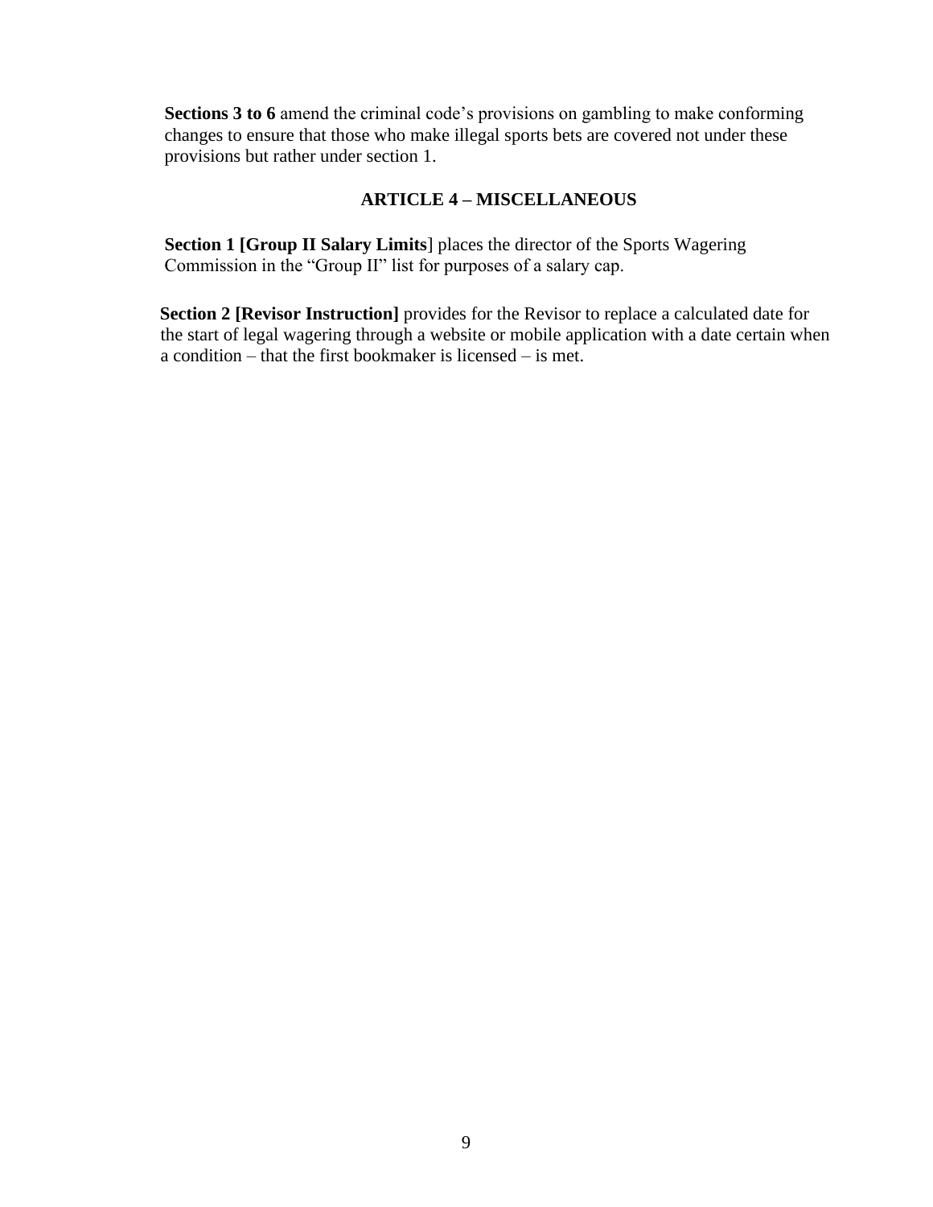**Sections 3 to 6** amend the criminal code's provisions on gambling to make conforming changes to ensure that those who make illegal sports bets are covered not under these provisions but rather under section 1.

## ARTICLE 4 – MISCELLANEOUS

**Section 1 [Group II Salary Limits**] places the director of the Sports Wagering Commission in the "Group II" list for purposes of a salary cap.

**Section 2 [Revisor Instruction]** provides for the Revisor to replace a calculated date for the start of legal wagering through a website or mobile application with a date certain when a condition – that the first bookmaker is licensed – is met.